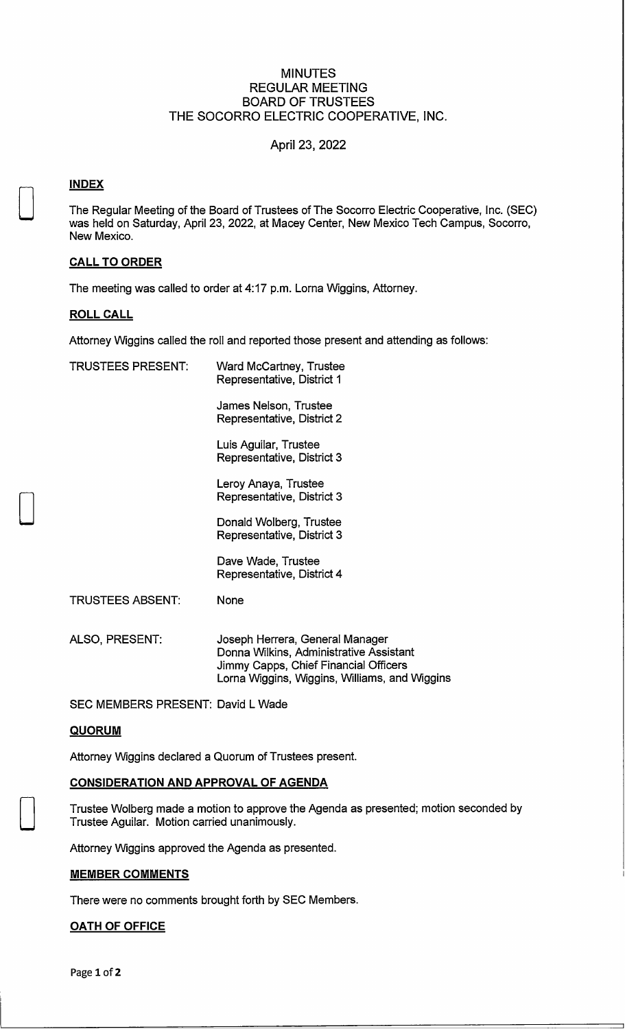# MINUTES
# REGULAR MEETING
# BOARD OF TRUSTEES
# THE SOCORRO ELECTRIC COOPERATIVE, INC.

April 23, 2022

**INDEX**

The Regular Meeting of the Board of Trustees of The Socorro Electric Cooperative, Inc. (SEC) was held on Saturday, April 23, 2022, at Macey Center, New Mexico Tech Campus, Socorro, New Mexico.

**CALL TO ORDER**

The meeting was called to order at 4:17 p.m. Lorna Wiggins, Attorney.

**ROLL CALL**

Attorney Wiggins called the roll and reported those present and attending as follows:

TRUSTEES PRESENT:

Ward McCartney, Trustee
Representative, District 1

James Nelson, Trustee
Representative, District 2

Luis Aguilar, Trustee
Representative, District 3

Leroy Anaya, Trustee
Representative, District 3

Donald Wolberg, Trustee
Representative, District 3

Dave Wade, Trustee
Representative, District 4

TRUSTEES ABSENT: None

ALSO, PRESENT:

Joseph Herrera, General Manager
Donna Wilkins, Administrative Assistant
Jimmy Capps, Chief Financial Officers
Lorna Wiggins, Wiggins, Williams, and Wiggins

SEC MEMBERS PRESENT: David L Wade

**QUORUM**

Attorney Wiggins declared a Quorum of Trustees present.

**CONSIDERATION AND APPROVAL OF AGENDA**

Trustee Wolberg made a motion to approve the Agenda as presented; motion seconded by Trustee Aguilar. Motion carried unanimously.

Attorney Wiggins approved the Agenda as presented.

**MEMBER COMMENTS**

There were no comments brought forth by SEC Members.

**OATH OF OFFICE**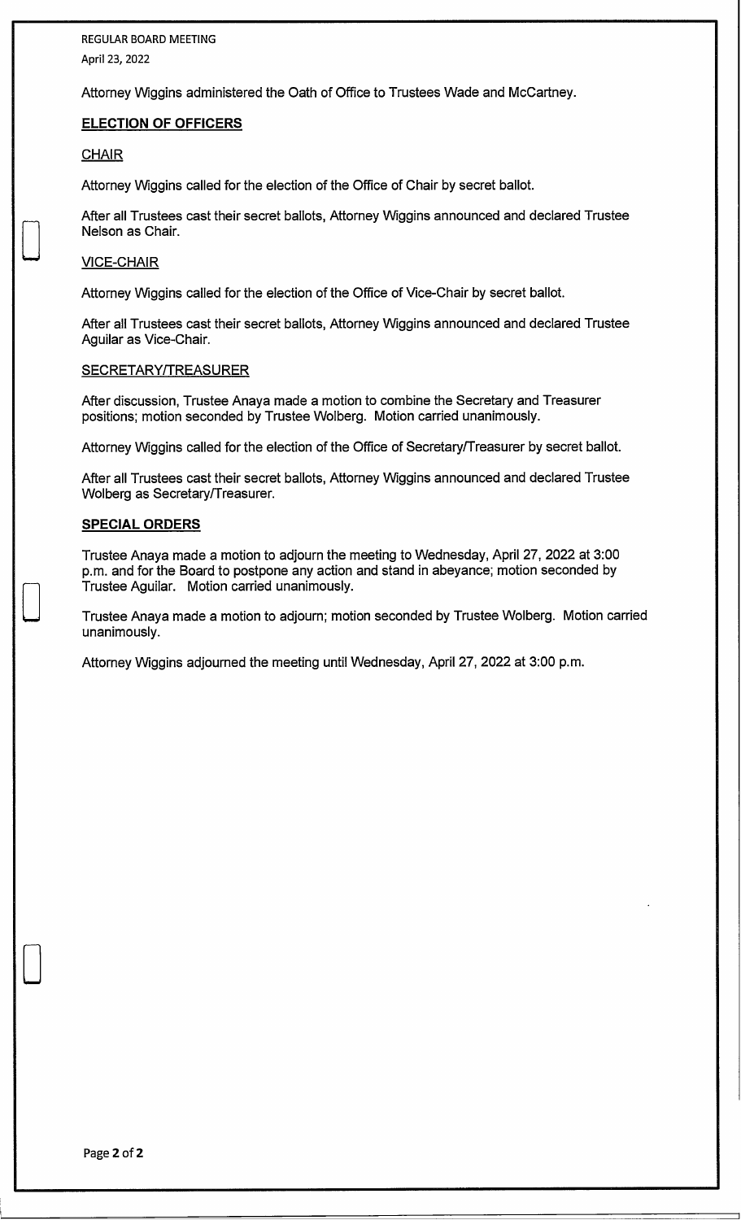REGULAR BOARD MEETING
April 23, 2022

Attorney Wiggins administered the Oath of Office to Trustees Wade and McCartney.

## ELECTION OF OFFICERS

### CHAIR

Attorney Wiggins called for the election of the Office of Chair by secret ballot.

After all Trustees cast their secret ballots, Attorney Wiggins announced and declared Trustee Nelson as Chair.

### VICE-CHAIR

Attorney Wiggins called for the election of the Office of Vice-Chair by secret ballot.

After all Trustees cast their secret ballots, Attorney Wiggins announced and declared Trustee Aguilar as Vice-Chair.

### SECRETARY/TREASURER

After discussion, Trustee Anaya made a motion to combine the Secretary and Treasurer positions; motion seconded by Trustee Wolberg. Motion carried unanimously.

Attorney Wiggins called for the election of the Office of Secretary/Treasurer by secret ballot.

After all Trustees cast their secret ballots, Attorney Wiggins announced and declared Trustee Wolberg as Secretary/Treasurer.

## SPECIAL ORDERS

Trustee Anaya made a motion to adjourn the meeting to Wednesday, April 27, 2022 at 3:00 p.m. and for the Board to postpone any action and stand in abeyance; motion seconded by Trustee Aguilar. Motion carried unanimously.

Trustee Anaya made a motion to adjourn; motion seconded by Trustee Wolberg. Motion carried unanimously.

Attorney Wiggins adjourned the meeting until Wednesday, April 27, 2022 at 3:00 p.m.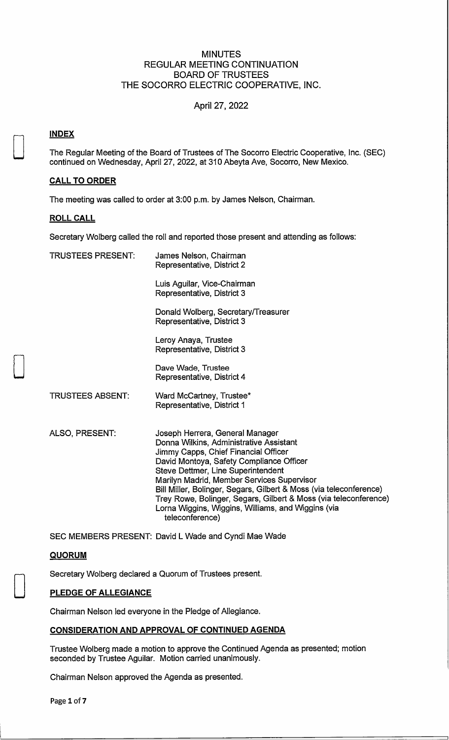# MINUTES
## REGULAR MEETING CONTINUATION
## BOARD OF TRUSTEES
## THE SOCORRO ELECTRIC COOPERATIVE, INC.

April 27, 2022

**INDEX**

The Regular Meeting of the Board of Trustees of The Socorro Electric Cooperative, Inc. (SEC) continued on Wednesday, April 27, 2022, at 310 Abeyta Ave, Socorro, New Mexico.

**CALL TO ORDER**

The meeting was called to order at 3:00 p.m. by James Nelson, Chairman.

**ROLL CALL**

Secretary Wolberg called the roll and reported those present and attending as follows:

| | |
|---|---|
| TRUSTEES PRESENT: | James Nelson, Chairman<br>Representative, District 2 |
| | Luis Aguilar, Vice-Chairman<br>Representative, District 3 |
| | Donald Wolberg, Secretary/Treasurer<br>Representative, District 3 |
| | Leroy Anaya, Trustee<br>Representative, District 3 |
| | Dave Wade, Trustee<br>Representative, District 4 |
| TRUSTEES ABSENT: | Ward McCartney, Trustee*<br>Representative, District 1 |
| ALSO, PRESENT: | Joseph Herrera, General Manager<br>Donna Wilkins, Administrative Assistant<br>Jimmy Capps, Chief Financial Officer<br>David Montoya, Safety Compliance Officer<br>Steve Dettmer, Line Superintendent<br>Marilyn Madrid, Member Services Supervisor<br>Bill Miller, Bolinger, Segars, Gilbert & Moss (via teleconference)<br>Trey Rowe, Bolinger, Segars, Gilbert & Moss (via teleconference)<br>Lorna Wiggins, Wiggins, Williams, and Wiggins (via teleconference) |

SEC MEMBERS PRESENT: David L Wade and Cyndi Mae Wade

**QUORUM**

Secretary Wolberg declared a Quorum of Trustees present.

**PLEDGE OF ALLEGIANCE**

Chairman Nelson led everyone in the Pledge of Allegiance.

**CONSIDERATION AND APPROVAL OF CONTINUED AGENDA**

Trustee Wolberg made a motion to approve the Continued Agenda as presented; motion seconded by Trustee Aguilar. Motion carried unanimously.

Chairman Nelson approved the Agenda as presented.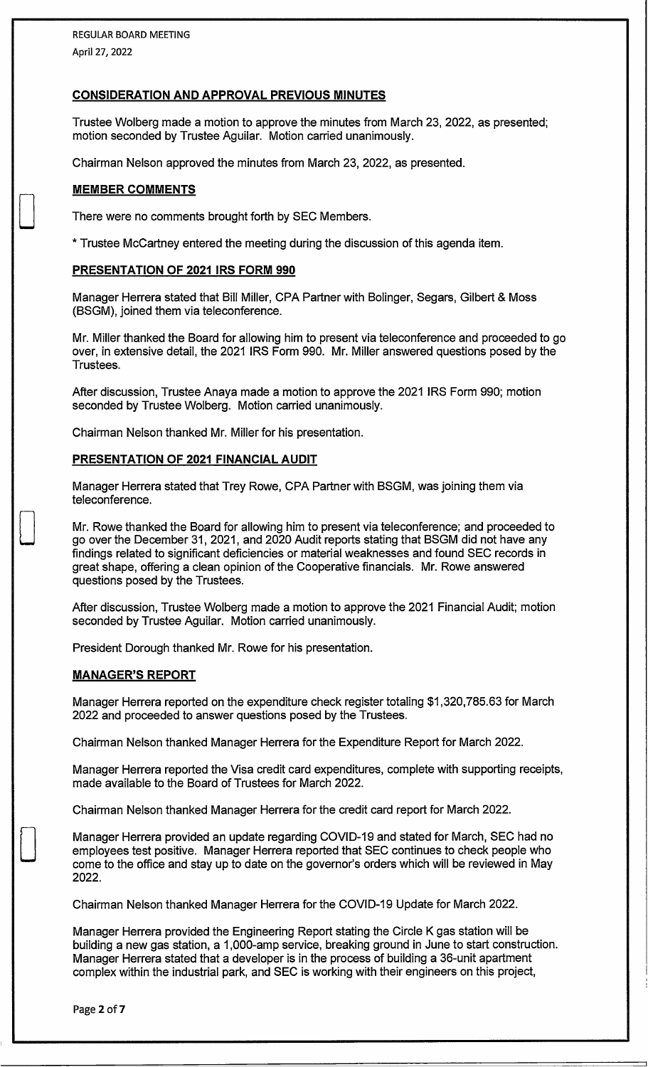## CONSIDERATION AND APPROVAL PREVIOUS MINUTES

Trustee Wolberg made a motion to approve the minutes from March 23, 2022, as presented; motion seconded by Trustee Aguilar. Motion carried unanimously.

Chairman Nelson approved the minutes from March 23, 2022, as presented.

## MEMBER COMMENTS

There were no comments brought forth by SEC Members.

* Trustee McCartney entered the meeting during the discussion of this agenda item.

## PRESENTATION OF 2021 IRS FORM 990

Manager Herrera stated that Bill Miller, CPA Partner with Bolinger, Segars, Gilbert & Moss (BSGM), joined them via teleconference.

Mr. Miller thanked the Board for allowing him to present via teleconference and proceeded to go over, in extensive detail, the 2021 IRS Form 990. Mr. Miller answered questions posed by the Trustees.

After discussion, Trustee Anaya made a motion to approve the 2021 IRS Form 990; motion seconded by Trustee Wolberg. Motion carried unanimously.

Chairman Nelson thanked Mr. Miller for his presentation.

## PRESENTATION OF 2021 FINANCIAL AUDIT

Manager Herrera stated that Trey Rowe, CPA Partner with BSGM, was joining them via teleconference.

Mr. Rowe thanked the Board for allowing him to present via teleconference; and proceeded to go over the December 31, 2021, and 2020 Audit reports stating that BSGM did not have any findings related to significant deficiencies or material weaknesses and found SEC records in great shape, offering a clean opinion of the Cooperative financials. Mr. Rowe answered questions posed by the Trustees.

After discussion, Trustee Wolberg made a motion to approve the 2021 Financial Audit; motion seconded by Trustee Aguilar. Motion carried unanimously.

President Dorough thanked Mr. Rowe for his presentation.

## MANAGER'S REPORT

Manager Herrera reported on the expenditure check register totaling $1,320,785.63 for March 2022 and proceeded to answer questions posed by the Trustees.

Chairman Nelson thanked Manager Herrera for the Expenditure Report for March 2022.

Manager Herrera reported the Visa credit card expenditures, complete with supporting receipts, made available to the Board of Trustees for March 2022.

Chairman Nelson thanked Manager Herrera for the credit card report for March 2022.

Manager Herrera provided an update regarding COVID-19 and stated for March, SEC had no employees test positive. Manager Herrera reported that SEC continues to check people who come to the office and stay up to date on the governor's orders which will be reviewed in May 2022.

Chairman Nelson thanked Manager Herrera for the COVID-19 Update for March 2022.

Manager Herrera provided the Engineering Report stating the Circle K gas station will be building a new gas station, a 1,000-amp service, breaking ground in June to start construction. Manager Herrera stated that a developer is in the process of building a 36-unit apartment complex within the industrial park, and SEC is working with their engineers on this project,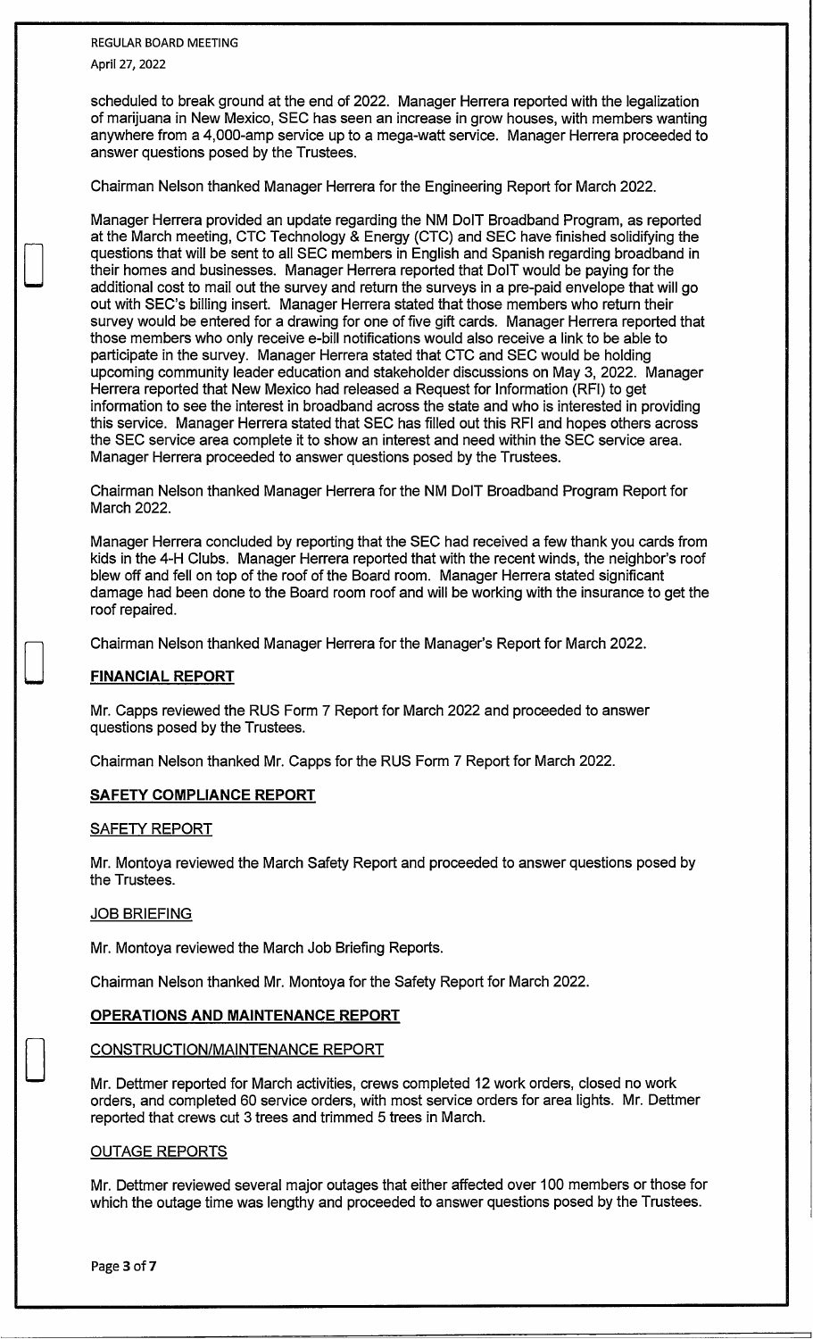scheduled to break ground at the end of 2022. Manager Herrera reported with the legalization of marijuana in New Mexico, SEC has seen an increase in grow houses, with members wanting anywhere from a 4,000-amp service up to a mega-watt service. Manager Herrera proceeded to answer questions posed by the Trustees.

Chairman Nelson thanked Manager Herrera for the Engineering Report for March 2022.

Manager Herrera provided an update regarding the NM DoIT Broadband Program, as reported at the March meeting, CTC Technology & Energy (CTC) and SEC have finished solidifying the questions that will be sent to all SEC members in English and Spanish regarding broadband in their homes and businesses. Manager Herrera reported that DoIT would be paying for the additional cost to mail out the survey and return the surveys in a pre-paid envelope that will go out with SEC's billing insert. Manager Herrera stated that those members who return their survey would be entered for a drawing for one of five gift cards. Manager Herrera reported that those members who only receive e-bill notifications would also receive a link to be able to participate in the survey. Manager Herrera stated that CTC and SEC would be holding upcoming community leader education and stakeholder discussions on May 3, 2022. Manager Herrera reported that New Mexico had released a Request for Information (RFI) to get information to see the interest in broadband across the state and who is interested in providing this service. Manager Herrera stated that SEC has filled out this RFI and hopes others across the SEC service area complete it to show an interest and need within the SEC service area. Manager Herrera proceeded to answer questions posed by the Trustees.

Chairman Nelson thanked Manager Herrera for the NM DoIT Broadband Program Report for March 2022.

Manager Herrera concluded by reporting that the SEC had received a few thank you cards from kids in the 4-H Clubs. Manager Herrera reported that with the recent winds, the neighbor's roof blew off and fell on top of the roof of the Board room. Manager Herrera stated significant damage had been done to the Board room roof and will be working with the insurance to get the roof repaired.

Chairman Nelson thanked Manager Herrera for the Manager's Report for March 2022.

## FINANCIAL REPORT

Mr. Capps reviewed the RUS Form 7 Report for March 2022 and proceeded to answer questions posed by the Trustees.

Chairman Nelson thanked Mr. Capps for the RUS Form 7 Report for March 2022.

## SAFETY COMPLIANCE REPORT

### SAFETY REPORT

Mr. Montoya reviewed the March Safety Report and proceeded to answer questions posed by the Trustees.

### JOB BRIEFING

Mr. Montoya reviewed the March Job Briefing Reports.

Chairman Nelson thanked Mr. Montoya for the Safety Report for March 2022.

## OPERATIONS AND MAINTENANCE REPORT

### CONSTRUCTION/MAINTENANCE REPORT

Mr. Dettmer reported for March activities, crews completed 12 work orders, closed no work orders, and completed 60 service orders, with most service orders for area lights. Mr. Dettmer reported that crews cut 3 trees and trimmed 5 trees in March.

### OUTAGE REPORTS

Mr. Dettmer reviewed several major outages that either affected over 100 members or those for which the outage time was lengthy and proceeded to answer questions posed by the Trustees.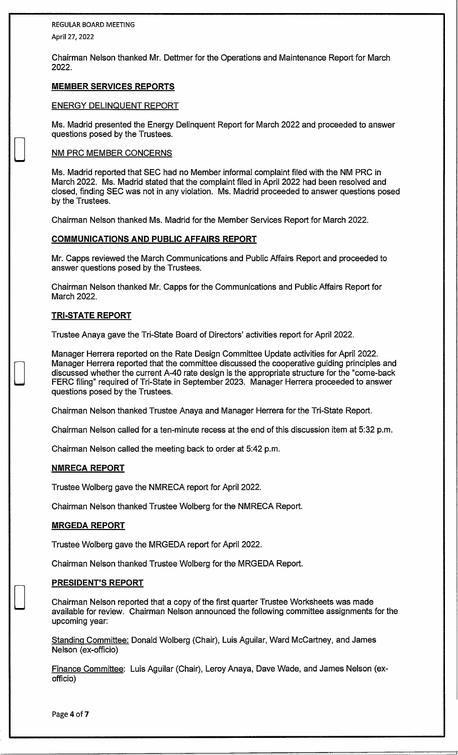Chairman Nelson thanked Mr. Dettmer for the Operations and Maintenance Report for March 2022.

## MEMBER SERVICES REPORTS

### ENERGY DELINQUENT REPORT

Ms. Madrid presented the Energy Delinquent Report for March 2022 and proceeded to answer questions posed by the Trustees.

### NM PRC MEMBER CONCERNS

Ms. Madrid reported that SEC had no Member informal complaint filed with the NM PRC in March 2022. Ms. Madrid stated that the complaint filed in April 2022 had been resolved and closed, finding SEC was not in any violation. Ms. Madrid proceeded to answer questions posed by the Trustees.

Chairman Nelson thanked Ms. Madrid for the Member Services Report for March 2022.

## COMMUNICATIONS AND PUBLIC AFFAIRS REPORT

Mr. Capps reviewed the March Communications and Public Affairs Report and proceeded to answer questions posed by the Trustees.

Chairman Nelson thanked Mr. Capps for the Communications and Public Affairs Report for March 2022.

## TRI-STATE REPORT

Trustee Anaya gave the Tri-State Board of Directors' activities report for April 2022.

Manager Herrera reported on the Rate Design Committee Update activities for April 2022. Manager Herrera reported that the committee discussed the cooperative guiding principles and discussed whether the current A-40 rate design is the appropriate structure for the "come-back FERC filing" required of Tri-State in September 2023. Manager Herrera proceeded to answer questions posed by the Trustees.

Chairman Nelson thanked Trustee Anaya and Manager Herrera for the Tri-State Report.

Chairman Nelson called for a ten-minute recess at the end of this discussion item at 5:32 p.m.

Chairman Nelson called the meeting back to order at 5:42 p.m.

## NMRECA REPORT

Trustee Wolberg gave the NMRECA report for April 2022.

Chairman Nelson thanked Trustee Wolberg for the NMRECA Report.

## MRGEDA REPORT

Trustee Wolberg gave the MRGEDA report for April 2022.

Chairman Nelson thanked Trustee Wolberg for the MRGEDA Report.

## PRESIDENT'S REPORT

Chairman Nelson reported that a copy of the first quarter Trustee Worksheets was made available for review. Chairman Nelson announced the following committee assignments for the upcoming year:

Standing Committee: Donald Wolberg (Chair), Luis Aguilar, Ward McCartney, and James Nelson (ex-officio)

Finance Committee: Luis Aguilar (Chair), Leroy Anaya, Dave Wade, and James Nelson (ex-officio)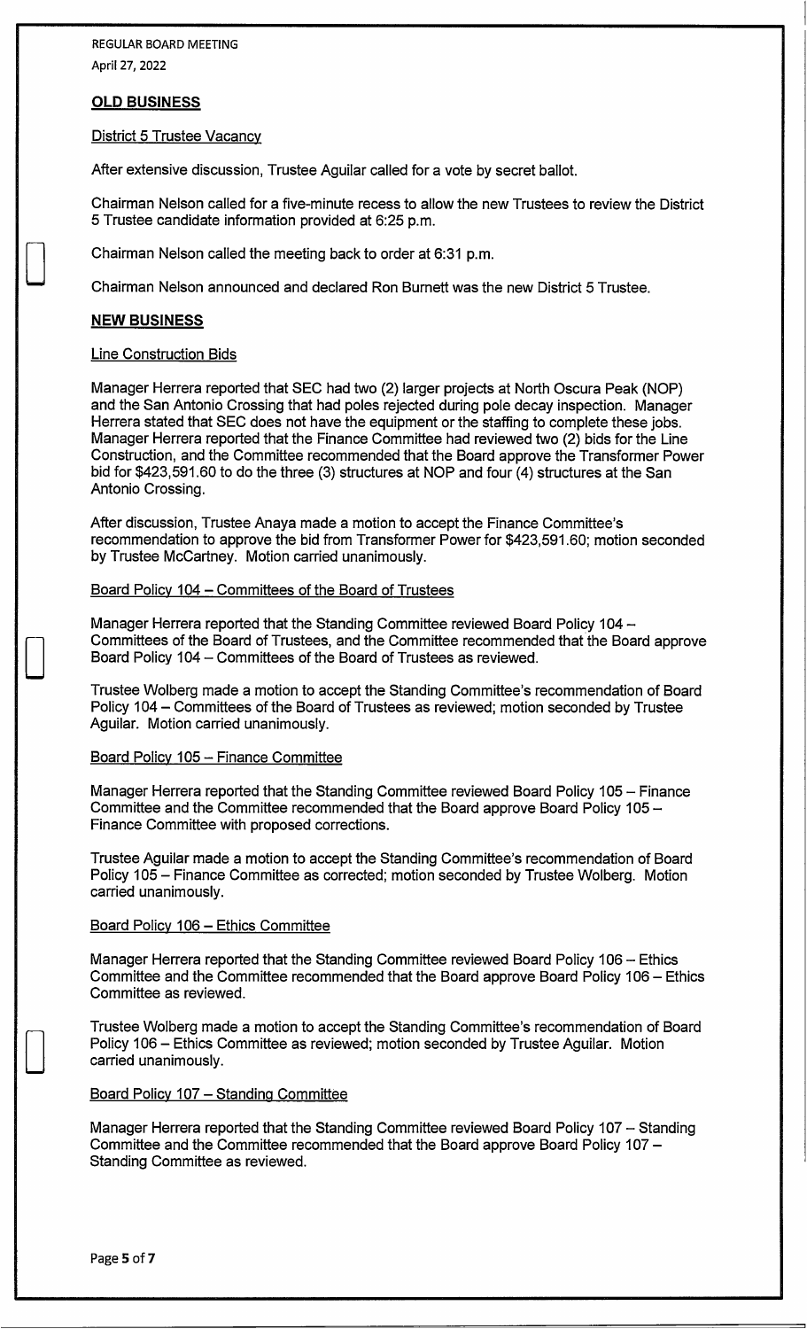REGULAR BOARD MEETING
April 27, 2022

## OLD BUSINESS

District 5 Trustee Vacancy

After extensive discussion, Trustee Aguilar called for a vote by secret ballot.

Chairman Nelson called for a five-minute recess to allow the new Trustees to review the District 5 Trustee candidate information provided at 6:25 p.m.

Chairman Nelson called the meeting back to order at 6:31 p.m.

Chairman Nelson announced and declared Ron Burnett was the new District 5 Trustee.

## NEW BUSINESS

Line Construction Bids

Manager Herrera reported that SEC had two (2) larger projects at North Oscura Peak (NOP) and the San Antonio Crossing that had poles rejected during pole decay inspection. Manager Herrera stated that SEC does not have the equipment or the staffing to complete these jobs. Manager Herrera reported that the Finance Committee had reviewed two (2) bids for the Line Construction, and the Committee recommended that the Board approve the Transformer Power bid for $423,591.60 to do the three (3) structures at NOP and four (4) structures at the San Antonio Crossing.

After discussion, Trustee Anaya made a motion to accept the Finance Committee's recommendation to approve the bid from Transformer Power for $423,591.60; motion seconded by Trustee McCartney. Motion carried unanimously.

Board Policy 104 – Committees of the Board of Trustees

Manager Herrera reported that the Standing Committee reviewed Board Policy 104 – Committees of the Board of Trustees, and the Committee recommended that the Board approve Board Policy 104 – Committees of the Board of Trustees as reviewed.

Trustee Wolberg made a motion to accept the Standing Committee's recommendation of Board Policy 104 – Committees of the Board of Trustees as reviewed; motion seconded by Trustee Aguilar. Motion carried unanimously.

Board Policy 105 – Finance Committee

Manager Herrera reported that the Standing Committee reviewed Board Policy 105 – Finance Committee and the Committee recommended that the Board approve Board Policy 105 – Finance Committee with proposed corrections.

Trustee Aguilar made a motion to accept the Standing Committee's recommendation of Board Policy 105 – Finance Committee as corrected; motion seconded by Trustee Wolberg. Motion carried unanimously.

Board Policy 106 – Ethics Committee

Manager Herrera reported that the Standing Committee reviewed Board Policy 106 – Ethics Committee and the Committee recommended that the Board approve Board Policy 106 – Ethics Committee as reviewed.

Trustee Wolberg made a motion to accept the Standing Committee's recommendation of Board Policy 106 – Ethics Committee as reviewed; motion seconded by Trustee Aguilar. Motion carried unanimously.

Board Policy 107 – Standing Committee

Manager Herrera reported that the Standing Committee reviewed Board Policy 107 – Standing Committee and the Committee recommended that the Board approve Board Policy 107 – Standing Committee as reviewed.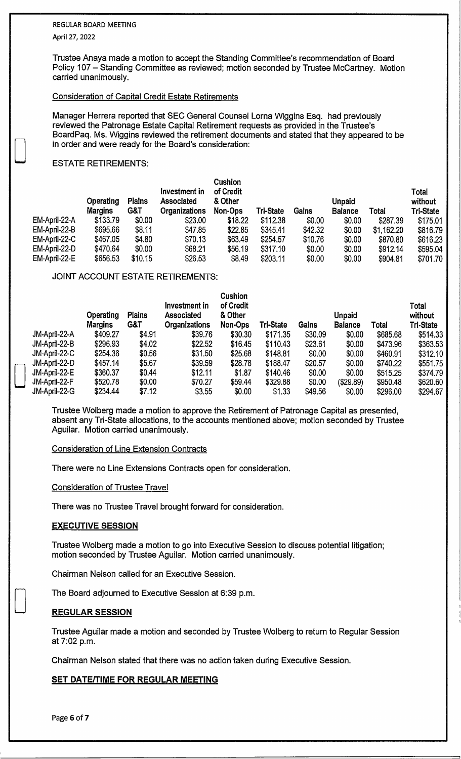Trustee Anaya made a motion to accept the Standing Committee's recommendation of Board Policy 107 – Standing Committee as reviewed; motion seconded by Trustee McCartney. Motion carried unanimously.

Consideration of Capital Credit Estate Retirements

Manager Herrera reported that SEC General Counsel Lorna Wiggins Esq. had previously reviewed the Patronage Estate Capital Retirement requests as provided in the Trustee's BoardPaq. Ms. Wiggins reviewed the retirement documents and stated that they appeared to be in order and were ready for the Board's consideration:

ESTATE RETIREMENTS:

| | Operating Margins | Plains G&T | Investment in Associated Organizations | Cushion of Credit & Other Non-Ops | Tri-State | Gains | Unpaid Balance | Total | Total without Tri-State |
|---|---|---|---|---|---|---|---|---|---|
| EM-April-22-A | $133.79 | $0.00 | $23.00 | $18.22 | $112.38 | $0.00 | $0.00 | $287.39 | $175.01 |
| EM-April-22-B | $695.66 | $8.11 | $47.85 | $22.85 | $345.41 | $42.32 | $0.00 | $1,162.20 | $816.79 |
| EM-April-22-C | $467.05 | $4.80 | $70.13 | $63.49 | $254.57 | $10.76 | $0.00 | $870.80 | $616.23 |
| EM-April-22-D | $470.64 | $0.00 | $68.21 | $56.19 | $317.10 | $0.00 | $0.00 | $912.14 | $595.04 |
| EM-April-22-E | $656.53 | $10.15 | $26.53 | $8.49 | $203.11 | $0.00 | $0.00 | $904.81 | $701.70 |

JOINT ACCOUNT ESTATE RETIREMENTS:

| | Operating Margins | Plains G&T | Investment in Associated Organizations | Cushion of Credit & Other Non-Ops | Tri-State | Gains | Unpaid Balance | Total | Total without Tri-State |
|---|---|---|---|---|---|---|---|---|---|
| JM-April-22-A | $409.27 | $4.91 | $39.76 | $30.30 | $171.35 | $30.09 | $0.00 | $685.68 | $514.33 |
| JM-April-22-B | $296.93 | $4.02 | $22.52 | $16.45 | $110.43 | $23.61 | $0.00 | $473.96 | $363.53 |
| JM-April-22-C | $254.36 | $0.56 | $31.50 | $25.68 | $148.81 | $0.00 | $0.00 | $460.91 | $312.10 |
| JM-April-22-D | $457.14 | $5.67 | $39.59 | $28.78 | $188.47 | $20.57 | $0.00 | $740.22 | $551.75 |
| JM-April-22-E | $360.37 | $0.44 | $12.11 | $1.87 | $140.46 | $0.00 | $0.00 | $515.25 | $374.79 |
| JM-April-22-F | $520.78 | $0.00 | $70.27 | $59.44 | $329.88 | $0.00 | ($29.89) | $950.48 | $620.60 |
| JM-April-22-G | $234.44 | $7.12 | $3.55 | $0.00 | $1.33 | $49.56 | $0.00 | $296.00 | $294.67 |

Trustee Wolberg made a motion to approve the Retirement of Patronage Capital as presented, absent any Tri-State allocations, to the accounts mentioned above; motion seconded by Trustee Aguilar. Motion carried unanimously.

Consideration of Line Extension Contracts

There were no Line Extensions Contracts open for consideration.

Consideration of Trustee Travel

There was no Trustee Travel brought forward for consideration.

## EXECUTIVE SESSION

Trustee Wolberg made a motion to go into Executive Session to discuss potential litigation; motion seconded by Trustee Aguilar. Motion carried unanimously.

Chairman Nelson called for an Executive Session.

The Board adjourned to Executive Session at 6:39 p.m.

## REGULAR SESSION

Trustee Aguilar made a motion and seconded by Trustee Wolberg to return to Regular Session at 7:02 p.m.

Chairman Nelson stated that there was no action taken during Executive Session.

## SET DATE/TIME FOR REGULAR MEETING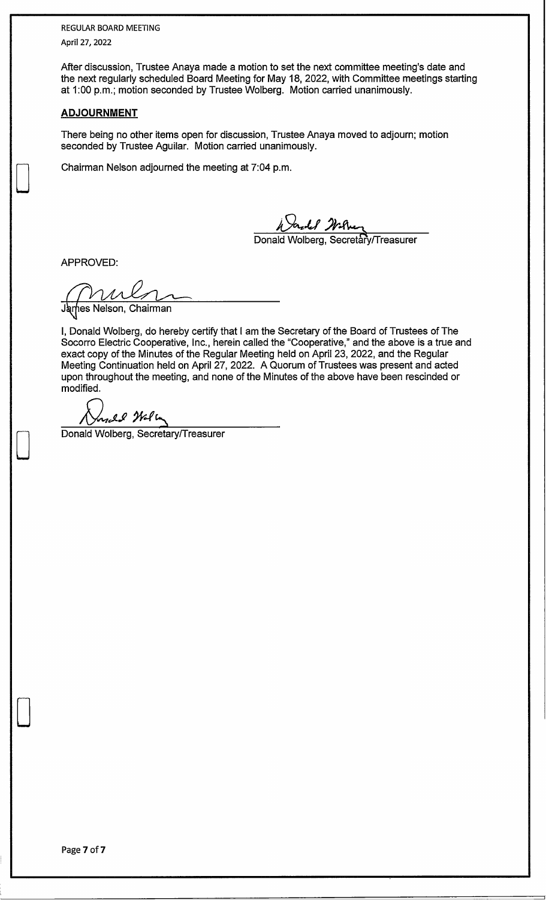After discussion, Trustee Anaya made a motion to set the next committee meeting's date and the next regularly scheduled Board Meeting for May 18, 2022, with Committee meetings starting at 1:00 p.m.; motion seconded by Trustee Wolberg. Motion carried unanimously.

**ADJOURNMENT**

There being no other items open for discussion, Trustee Anaya moved to adjourn; motion seconded by Trustee Aguilar. Motion carried unanimously.

Chairman Nelson adjourned the meeting at 7:04 p.m.

Donald Wolberg, Secretary/Treasurer

APPROVED:

James Nelson, Chairman

I, Donald Wolberg, do hereby certify that I am the Secretary of the Board of Trustees of The Socorro Electric Cooperative, Inc., herein called the "Cooperative," and the above is a true and exact copy of the Minutes of the Regular Meeting held on April 23, 2022, and the Regular Meeting Continuation held on April 27, 2022. A Quorum of Trustees was present and acted upon throughout the meeting, and none of the Minutes of the above have been rescinded or modified.

Donald Wolberg, Secretary/Treasurer